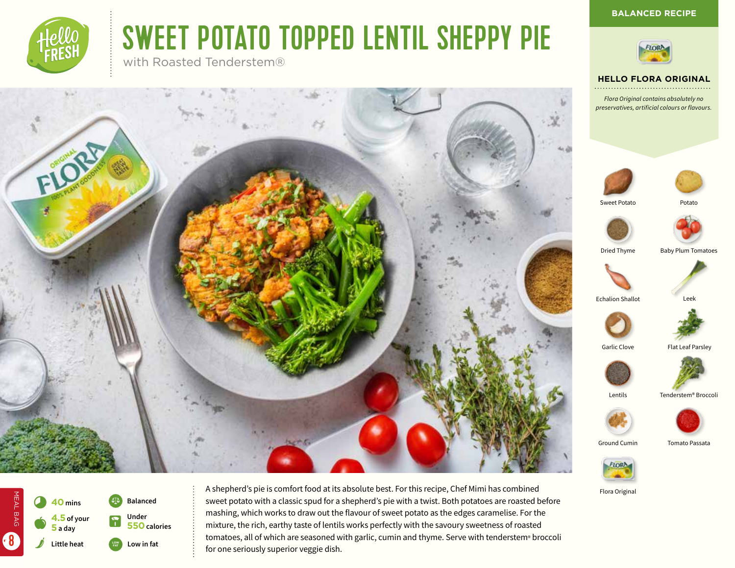# SWEET POTATO TOPPED LENTIL SHEPPY PIE

with Roasted Tenderstem®

**BALANCED RECIPE**

## HELLO FLORA ORIGINAL

*Flora Original contains absolutely no preservatives, artificial colours or flavours.*

- Sweet Potato
- Potato
- Dried Thyme
- Baby Plum Tomatoes
- Echalion Shallot
- Leek
- Garlic Clove
- Flat Leaf Parsley
- Lentils
- Tenderstem® Broccoli
- Ground Cumin
- Tomato Passata
- Flora Original

MEAL BAG 8

- 40 mins
- 4.5 of your 5 a day
- Little heat
- Balanced
- Under 550 calories
- Low in fat

A shepherd's pie is comfort food at its absolute best. For this recipe, Chef Mimi has combined sweet potato with a classic spud for a shepherd's pie with a twist. Both potatoes are roasted before mashing, which works to draw out the flavour of sweet potato as the edges caramelise. For the mixture, the rich, earthy taste of lentils works perfectly with the savoury sweetness of roasted tomatoes, all of which are seasoned with garlic, cumin and thyme. Serve with tenderstem® broccoli for one seriously superior veggie dish.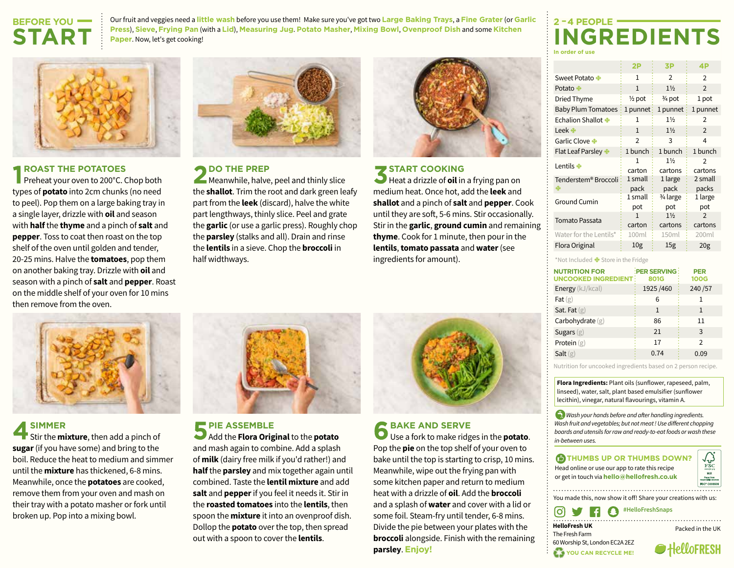## BEFORE YOU START

Our fruit and veggies need a **little wash** before you use them! Make sure you've got two **Large Baking Trays**, a **Fine Grater** (or **Garlic Press**), **Sieve**, **Frying Pan** (with a **Lid**), **Measuring Jug**, **Potato Masher**, **Mixing Bowl**, **Ovenproof Dish** and some **Kitchen Paper**. Now, let's get cooking!

### 1 ROAST THE POTATOES

Preheat your oven to 200°C. Chop both types of **potato** into 2cm chunks (no need to peel). Pop them on a large baking tray in a single layer, drizzle with **oil** and season with **half** the **thyme** and a pinch of **salt** and **pepper**. Toss to coat then roast on the top shelf of the oven until golden and tender, 20-25 mins. Halve the **tomatoes**, pop them on another baking tray. Drizzle with **oil** and season with a pinch of **salt** and **pepper**. Roast on the middle shelf of your oven for 10 mins then remove from the oven.

### 2 DO THE PREP

Meanwhile, halve, peel and thinly slice the **shallot**. Trim the root and dark green leafy part from the **leek** (discard), halve the white part lengthways, thinly slice. Peel and grate the **garlic** (or use a garlic press). Roughly chop the **parsley** (stalks and all). Drain and rinse the **lentils** in a sieve. Chop the **broccoli** in half widthways.

### 3 START COOKING

Heat a drizzle of **oil** in a frying pan on medium heat. Once hot, add the **leek** and **shallot** and a pinch of **salt** and **pepper**. Cook until they are soft, 5-6 mins. Stir occasionally. Stir in the **garlic**, **ground cumin** and remaining **thyme**. Cook for 1 minute, then pour in the **lentils**, **tomato passata** and **water** (see ingredients for amount).

### 4 SIMMER

Stir the **mixture**, then add a pinch of **sugar** (if you have some) and bring to the boil. Reduce the heat to medium and simmer until the **mixture** has thickened, 6-8 mins. Meanwhile, once the **potatoes** are cooked, remove them from your oven and mash on their tray with a potato masher or fork until broken up. Pop into a mixing bowl.

### 5 PIE ASSEMBLE

Add the **Flora Original** to the **potato** and mash again to combine. Add a splash of **milk** (dairy free milk if you'd rather!) and **half** the **parsley** and mix together again until combined. Taste the **lentil mixture** and add **salt** and **pepper** if you feel it needs it. Stir in the **roasted tomatoes** into the **lentils**, then spoon the **mixture** it into an ovenproof dish. Dollop the **potato** over the top, then spread out with a spoon to cover the **lentils**.

### 6 BAKE AND SERVE

Use a fork to make ridges in the **potato**. Pop the **pie** on the top shelf of your oven to bake until the top is starting to crisp, 10 mins. Meanwhile, wipe out the frying pan with some kitchen paper and return to medium heat with a drizzle of **oil**. Add the **broccoli** and a splash of **water** and cover with a lid or some foil. Steam-fry until tender, 6-8 mins. Divide the pie between your plates with the **broccoli** alongside. Finish with the remaining **parsley**. **Enjoy!**

## 2 - 4 PEOPLE INGREDIENTS

In order of use

| | 2P | 3P | 4P |
|---|---|---|---|
| Sweet Potato ✽ | 1 | 2 | 2 |
| Potato ✽ | 1 | 1½ | 2 |
| Dried Thyme | ½ pot | ¾ pot | 1 pot |
| Baby Plum Tomatoes | 1 punnet | 1 punnet | 1 punnet |
| Echalion Shallot ✽ | 1 | 1½ | 2 |
| Leek ✽ | 1 | 1½ | 2 |
| Garlic Clove ✽ | 2 | 3 | 4 |
| Flat Leaf Parsley ✽ | 1 bunch | 1 bunch | 1 bunch |
| Lentils ✽ | 1 carton | 1½ cartons | 2 cartons |
| Tenderstem® Broccoli ✽ | 1 small pack | 1 large pack | 2 small packs |
| Ground Cumin | 1 small pot | ¾ large pot | 1 large pot |
| Tomato Passata | 1 carton | 1½ cartons | 2 cartons |
| Water for the Lentils* | 100ml | 150ml | 200ml |
| Flora Original | 10g | 15g | 20g |

*Not Included ✽ Store in the Fridge

| NUTRITION FOR UNCOOKED INGREDIENT | PER SERVING 801G | PER 100G |
|---|---|---|
| Energy (kJ/kcal) | 1925 /460 | 240 /57 |
| Fat (g) | 6 | 1 |
| Sat. Fat (g) | 1 | 1 |
| Carbohydrate (g) | 86 | 11 |
| Sugars (g) | 21 | 3 |
| Protein (g) | 17 | 2 |
| Salt (g) | 0.74 | 0.09 |

Nutrition for uncooked ingredients based on 2 person recipe.

**Flora Ingredients:** Plant oils (sunflower, rapeseed, palm, linseed), water, salt, plant based emulsifier (sunflower lecithin), vinegar, natural flavourings, vitamin A.

*Wash your hands before and after handling ingredients. Wash fruit and vegetables; but not meat ! Use different chopping boards and utensils for raw and ready-to-eat foods or wash these in-between uses.*

### THUMBS UP OR THUMBS DOWN?

Head online or use our app to rate this recipe or get in touch via **hello@hellofresh.co.uk**

You made this, now show it off! Share your creations with us: #HelloFreshSnaps

**HelloFresh UK**
The Fresh Farm
60 Worship St, London EC2A 2EZ

Packed in the UK

YOU CAN RECYCLE ME!

HelloFRESH